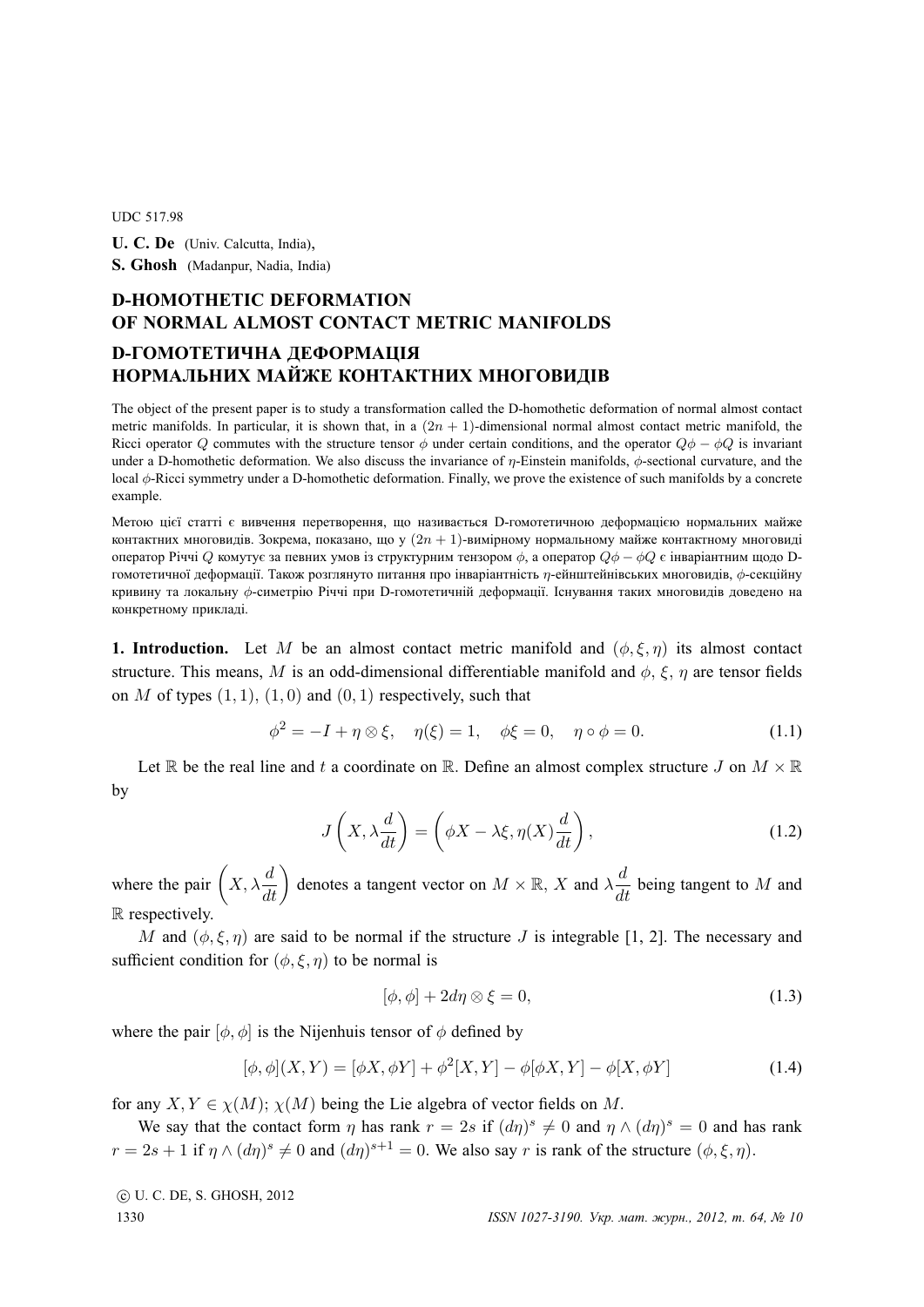UDC 517.98

**U. C. De** (Univ. Calcutta, India),
**S. Ghosh** (Madanpur, Nadia, India)

# D-HOMOTHETIC DEFORMATION OF NORMAL ALMOST CONTACT METRIC MANIFOLDS

# D-ГОМОТЕТИЧНА ДЕФОРМАЦІЯ НОРМАЛЬНИХ МАЙЖЕ КОНТАКТНИХ МНОГОВИДІВ

The object of the present paper is to study a transformation called the D-homothetic deformation of normal almost contact metric manifolds. In particular, it is shown that, in a $(2n+1)$-dimensional normal almost contact metric manifold, the Ricci operator $Q$ commutes with the structure tensor $\phi$ under certain conditions, and the operator $Q\phi - \phi Q$ is invariant under a D-homothetic deformation. We also discuss the invariance of $\eta$-Einstein manifolds, $\phi$-sectional curvature, and the local $\phi$-Ricci symmetry under a D-homothetic deformation. Finally, we prove the existence of such manifolds by a concrete example.

Метою цієї статті є вивчення перетворення, що називається D-гомотетичною деформацією нормальних майже контактних многовидів. Зокрема, показано, що у $(2n+1)$-вимірному нормальному майже контактному многовиді оператор Річчі $Q$ комутує за певних умов із структурним тензором $\phi$, а оператор $Q\phi - \phi Q$ є інваріантним щодо D-гомотетичної деформації. Також розглянуто питання про інваріантність $\eta$-ейнштейнівських многовидів, $\phi$-секційну кривину та локальну $\phi$-симетрію Річчі при D-гомотетичній деформації. Існування таких многовидів доведено на конкретному прикладі.

**1. Introduction.** Let $M$ be an almost contact metric manifold and $(\phi, \xi, \eta)$ its almost contact structure. This means, $M$ is an odd-dimensional differentiable manifold and $\phi$, $\xi$, $\eta$ are tensor fields on $M$ of types $(1,1)$, $(1,0)$ and $(0,1)$ respectively, such that

$$\phi^2 = -I + \eta \otimes \xi, \quad \eta(\xi) = 1, \quad \phi\xi = 0, \quad \eta \circ \phi = 0. \tag{1.1}$$

Let $\mathbb{R}$ be the real line and $t$ a coordinate on $\mathbb{R}$. Define an almost complex structure $J$ on $M \times \mathbb{R}$ by

$$J\left(X, \lambda \frac{d}{dt}\right) = \left(\phi X - \lambda \xi, \eta(X)\frac{d}{dt}\right), \tag{1.2}$$

where the pair $\left(X, \lambda \frac{d}{dt}\right)$ denotes a tangent vector on $M \times \mathbb{R}$, $X$ and $\lambda \frac{d}{dt}$ being tangent to $M$ and $\mathbb{R}$ respectively.

$M$ and $(\phi, \xi, \eta)$ are said to be normal if the structure $J$ is integrable [1, 2]. The necessary and sufficient condition for $(\phi, \xi, \eta)$ to be normal is

$$[\phi, \phi] + 2d\eta \otimes \xi = 0, \tag{1.3}$$

where the pair $[\phi, \phi]$ is the Nijenhuis tensor of $\phi$ defined by

$$[\phi, \phi](X, Y) = [\phi X, \phi Y] + \phi^2[X, Y] - \phi[\phi X, Y] - \phi[X, \phi Y] \tag{1.4}$$

for any $X, Y \in \chi(M)$; $\chi(M)$ being the Lie algebra of vector fields on $M$.

We say that the contact form $\eta$ has rank $r = 2s$ if $(d\eta)^s \neq 0$ and $\eta \wedge (d\eta)^s = 0$ and has rank $r = 2s+1$ if $\eta \wedge (d\eta)^s \neq 0$ and $(d\eta)^{s+1} = 0$. We also say $r$ is rank of the structure $(\phi, \xi, \eta)$.

© U. C. DE, S. GHOSH, 2012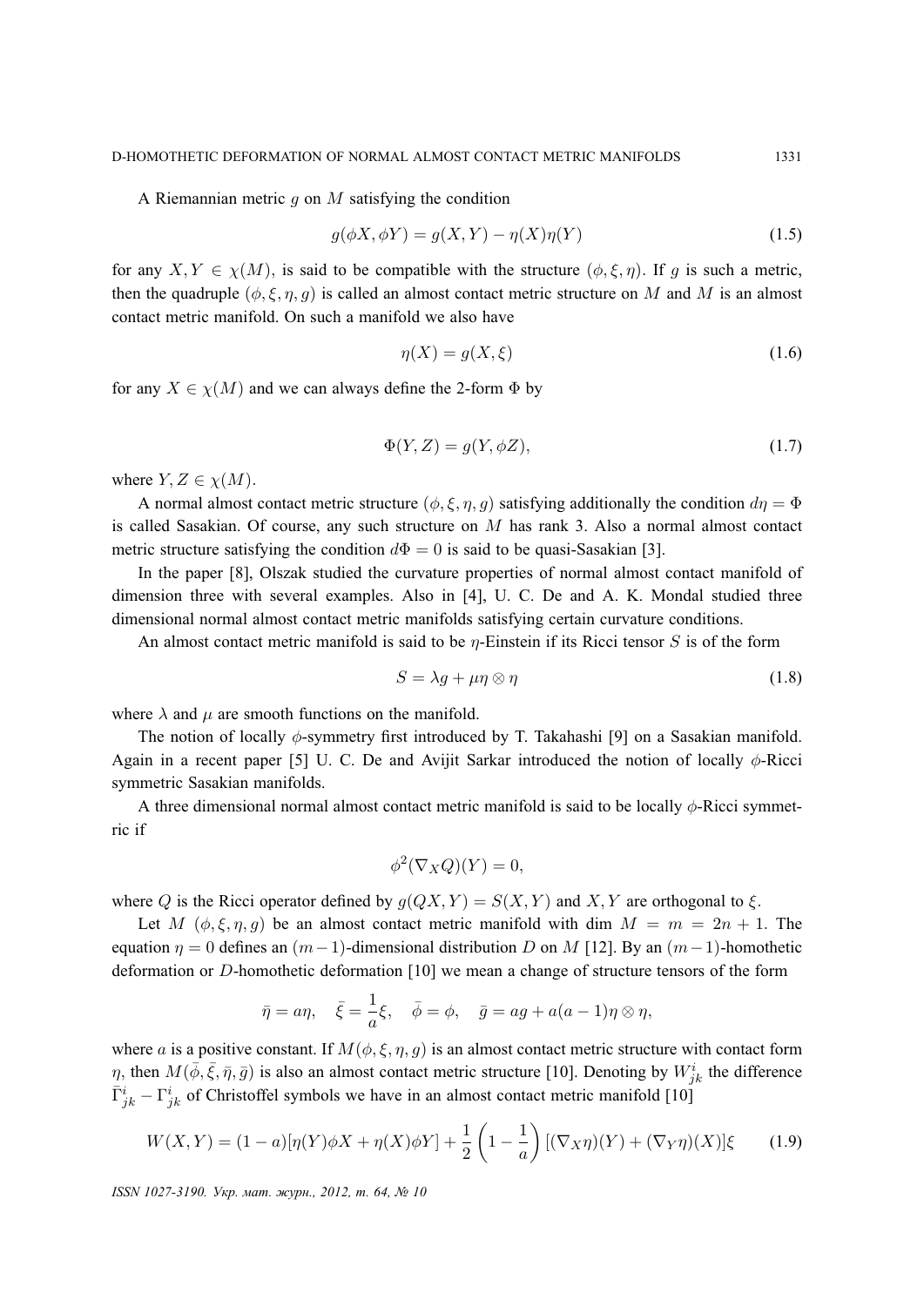A Riemannian metric $g$ on $M$ satisfying the condition

$$g(\phi X, \phi Y) = g(X, Y) - \eta(X)\eta(Y) \tag{1.5}$$

for any $X, Y \in \chi(M)$, is said to be compatible with the structure $(\phi, \xi, \eta)$. If $g$ is such a metric, then the quadruple $(\phi, \xi, \eta, g)$ is called an almost contact metric structure on $M$ and $M$ is an almost contact metric manifold. On such a manifold we also have

$$\eta(X) = g(X, \xi) \tag{1.6}$$

for any $X \in \chi(M)$ and we can always define the 2-form $\Phi$ by

$$\Phi(Y, Z) = g(Y, \phi Z), \tag{1.7}$$

where $Y, Z \in \chi(M)$.

A normal almost contact metric structure $(\phi, \xi, \eta, g)$ satisfying additionally the condition $d\eta = \Phi$ is called Sasakian. Of course, any such structure on $M$ has rank 3. Also a normal almost contact metric structure satisfying the condition $d\Phi = 0$ is said to be quasi-Sasakian [3].

In the paper [8], Olszak studied the curvature properties of normal almost contact manifold of dimension three with several examples. Also in [4], U. C. De and A. K. Mondal studied three dimensional normal almost contact metric manifolds satisfying certain curvature conditions.

An almost contact metric manifold is said to be $\eta$-Einstein if its Ricci tensor $S$ is of the form

$$S = \lambda g + \mu \eta \otimes \eta \tag{1.8}$$

where $\lambda$ and $\mu$ are smooth functions on the manifold.

The notion of locally $\phi$-symmetry first introduced by T. Takahashi [9] on a Sasakian manifold. Again in a recent paper [5] U. C. De and Avijit Sarkar introduced the notion of locally $\phi$-Ricci symmetric Sasakian manifolds.

A three dimensional normal almost contact metric manifold is said to be locally $\phi$-Ricci symmetric if

$$\phi^2(\nabla_X Q)(Y) = 0,$$

where $Q$ is the Ricci operator defined by $g(QX, Y) = S(X, Y)$ and $X, Y$ are orthogonal to $\xi$.

Let $M$ $(\phi, \xi, \eta, g)$ be an almost contact metric manifold with $\dim M = m = 2n + 1$. The equation $\eta = 0$ defines an $(m-1)$-dimensional distribution $D$ on $M$ [12]. By an $(m-1)$-homothetic deformation or $D$-homothetic deformation [10] we mean a change of structure tensors of the form

$$\bar{\eta} = a\eta, \quad \bar{\xi} = \frac{1}{a}\xi, \quad \bar{\phi} = \phi, \quad \bar{g} = ag + a(a-1)\eta \otimes \eta,$$

where $a$ is a positive constant. If $M(\phi, \xi, \eta, g)$ is an almost contact metric structure with contact form $\eta$, then $M(\bar{\phi}, \bar{\xi}, \bar{\eta}, \bar{g})$ is also an almost contact metric structure [10]. Denoting by $W^i_{jk}$ the difference $\bar{\Gamma}^i_{jk} - \Gamma^i_{jk}$ of Christoffel symbols we have in an almost contact metric manifold [10]

$$W(X, Y) = (1 - a)[\eta(Y)\phi X + \eta(X)\phi Y] + \frac{1}{2}\left(1 - \frac{1}{a}\right)[(\nabla_X \eta)(Y) + (\nabla_Y \eta)(X)]\xi \tag{1.9}$$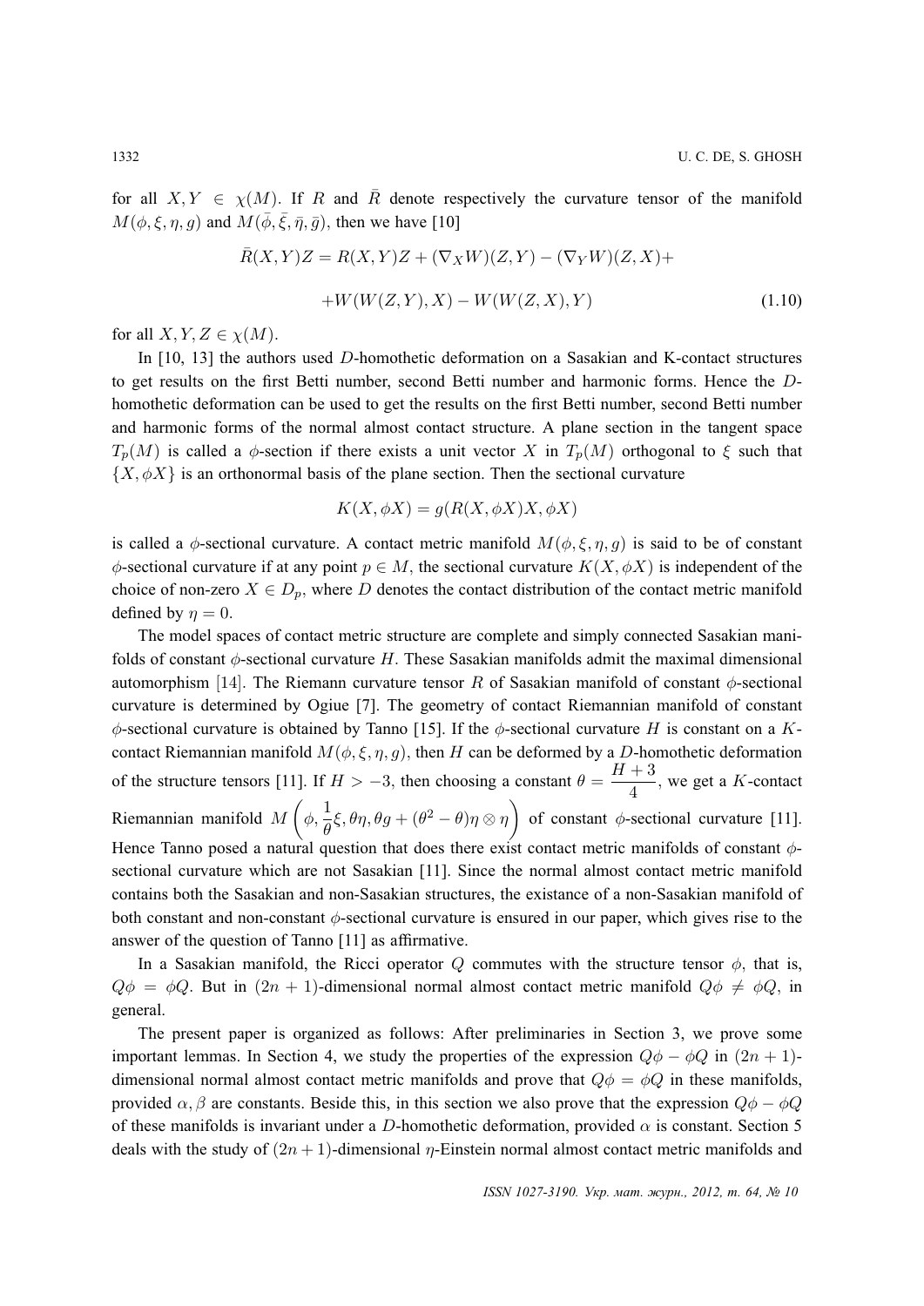for all $X, Y \in \chi(M)$. If $R$ and $\bar{R}$ denote respectively the curvature tensor of the manifold $M(\phi, \xi, \eta, g)$ and $M(\bar{\phi}, \bar{\xi}, \bar{\eta}, \bar{g})$, then we have [10]

$$\bar{R}(X,Y)Z = R(X,Y)Z + (\nabla_X W)(Z,Y) - (\nabla_Y W)(Z,X) +$$

$$+ W(W(Z,Y),X) - W(W(Z,X),Y) \tag{1.10}$$

for all $X, Y, Z \in \chi(M)$.

In [10, 13] the authors used $D$-homothetic deformation on a Sasakian and K-contact structures to get results on the first Betti number, second Betti number and harmonic forms. Hence the $D$-homothetic deformation can be used to get the results on the first Betti number, second Betti number and harmonic forms of the normal almost contact structure. A plane section in the tangent space $T_p(M)$ is called a $\phi$-section if there exists a unit vector $X$ in $T_p(M)$ orthogonal to $\xi$ such that $\{X, \phi X\}$ is an orthonormal basis of the plane section. Then the sectional curvature

$$K(X, \phi X) = g(R(X, \phi X)X, \phi X)$$

is called a $\phi$-sectional curvature. A contact metric manifold $M(\phi, \xi, \eta, g)$ is said to be of constant $\phi$-sectional curvature if at any point $p \in M$, the sectional curvature $K(X, \phi X)$ is independent of the choice of non-zero $X \in D_p$, where $D$ denotes the contact distribution of the contact metric manifold defined by $\eta = 0$.

The model spaces of contact metric structure are complete and simply connected Sasakian manifolds of constant $\phi$-sectional curvature $H$. These Sasakian manifolds admit the maximal dimensional automorphism [14]. The Riemann curvature tensor $R$ of Sasakian manifold of constant $\phi$-sectional curvature is determined by Ogiue [7]. The geometry of contact Riemannian manifold of constant $\phi$-sectional curvature is obtained by Tanno [15]. If the $\phi$-sectional curvature $H$ is constant on a $K$-contact Riemannian manifold $M(\phi, \xi, \eta, g)$, then $H$ can be deformed by a $D$-homothetic deformation of the structure tensors [11]. If $H > -3$, then choosing a constant $\theta = \dfrac{H+3}{4}$, we get a $K$-contact Riemannian manifold $M\left(\phi, \dfrac{1}{\theta}\xi, \theta\eta, \theta g + (\theta^2 - \theta)\eta \otimes \eta\right)$ of constant $\phi$-sectional curvature [11]. Hence Tanno posed a natural question that does there exist contact metric manifolds of constant $\phi$-sectional curvature which are not Sasakian [11]. Since the normal almost contact metric manifold contains both the Sasakian and non-Sasakian structures, the existance of a non-Sasakian manifold of both constant and non-constant $\phi$-sectional curvature is ensured in our paper, which gives rise to the answer of the question of Tanno [11] as affirmative.

In a Sasakian manifold, the Ricci operator $Q$ commutes with the structure tensor $\phi$, that is, $Q\phi = \phi Q$. But in $(2n+1)$-dimensional normal almost contact metric manifold $Q\phi \neq \phi Q$, in general.

The present paper is organized as follows: After preliminaries in Section 3, we prove some important lemmas. In Section 4, we study the properties of the expression $Q\phi - \phi Q$ in $(2n+1)$-dimensional normal almost contact metric manifolds and prove that $Q\phi = \phi Q$ in these manifolds, provided $\alpha, \beta$ are constants. Beside this, in this section we also prove that the expression $Q\phi - \phi Q$ of these manifolds is invariant under a $D$-homothetic deformation, provided $\alpha$ is constant. Section 5 deals with the study of $(2n+1)$-dimensional $\eta$-Einstein normal almost contact metric manifolds and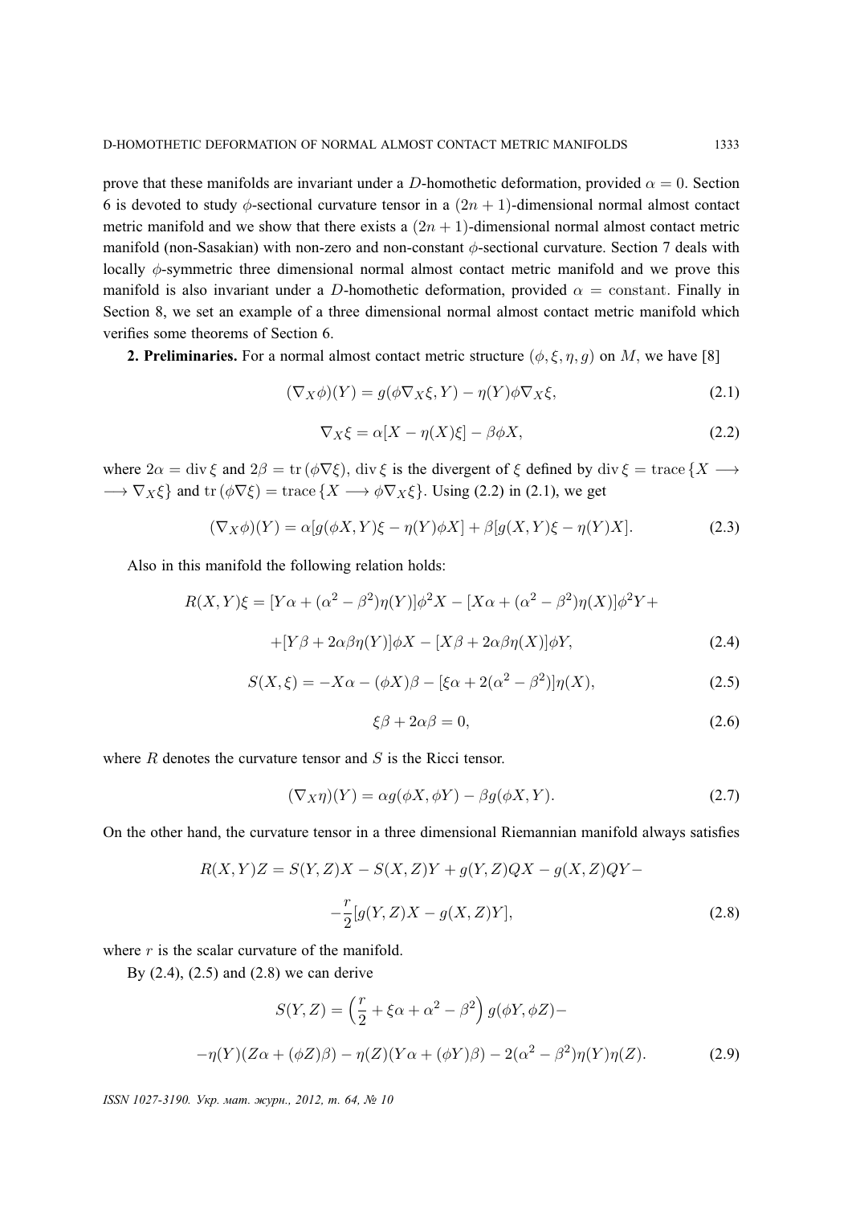prove that these manifolds are invariant under a $D$-homothetic deformation, provided $\alpha = 0$. Section 6 is devoted to study $\phi$-sectional curvature tensor in a $(2n+1)$-dimensional normal almost contact metric manifold and we show that there exists a $(2n+1)$-dimensional normal almost contact metric manifold (non-Sasakian) with non-zero and non-constant $\phi$-sectional curvature. Section 7 deals with locally $\phi$-symmetric three dimensional normal almost contact metric manifold and we prove this manifold is also invariant under a $D$-homothetic deformation, provided $\alpha = \text{constant}$. Finally in Section 8, we set an example of a three dimensional normal almost contact metric manifold which verifies some theorems of Section 6.

**2. Preliminaries.** For a normal almost contact metric structure $(\phi, \xi, \eta, g)$ on $M$, we have [8]

$$(\nabla_X \phi)(Y) = g(\phi \nabla_X \xi, Y) - \eta(Y) \phi \nabla_X \xi, \tag{2.1}$$

$$\nabla_X \xi = \alpha[X - \eta(X)\xi] - \beta \phi X, \tag{2.2}$$

where $2\alpha = \operatorname{div} \xi$ and $2\beta = \operatorname{tr}(\phi \nabla \xi)$, $\operatorname{div} \xi$ is the divergent of $\xi$ defined by $\operatorname{div} \xi = \operatorname{trace}\{X \longrightarrow \longrightarrow \nabla_X \xi\}$ and $\operatorname{tr}(\phi \nabla \xi) = \operatorname{trace}\{X \longrightarrow \phi \nabla_X \xi\}$. Using (2.2) in (2.1), we get

$$(\nabla_X \phi)(Y) = \alpha[g(\phi X, Y)\xi - \eta(Y)\phi X] + \beta[g(X, Y)\xi - \eta(Y)X]. \tag{2.3}$$

Also in this manifold the following relation holds:

$$R(X,Y)\xi = [Y\alpha + (\alpha^2 - \beta^2)\eta(Y)]\phi^2 X - [X\alpha + (\alpha^2 - \beta^2)\eta(X)]\phi^2 Y +$$

$$+ [Y\beta + 2\alpha\beta\eta(Y)]\phi X - [X\beta + 2\alpha\beta\eta(X)]\phi Y, \tag{2.4}$$

$$S(X, \xi) = -X\alpha - (\phi X)\beta - [\xi\alpha + 2(\alpha^2 - \beta^2)]\eta(X), \tag{2.5}$$

$$\xi\beta + 2\alpha\beta = 0, \tag{2.6}$$

where $R$ denotes the curvature tensor and $S$ is the Ricci tensor.

$$(\nabla_X \eta)(Y) = \alpha g(\phi X, \phi Y) - \beta g(\phi X, Y). \tag{2.7}$$

On the other hand, the curvature tensor in a three dimensional Riemannian manifold always satisfies

$$R(X,Y)Z = S(Y,Z)X - S(X,Z)Y + g(Y,Z)QX - g(X,Z)QY -$$

$$- \frac{r}{2}[g(Y,Z)X - g(X,Z)Y], \tag{2.8}$$

where $r$ is the scalar curvature of the manifold.

By (2.4), (2.5) and (2.8) we can derive

$$S(Y,Z) = \left(\frac{r}{2} + \xi\alpha + \alpha^2 - \beta^2\right) g(\phi Y, \phi Z) -$$

$$- \eta(Y)(Z\alpha + (\phi Z)\beta) - \eta(Z)(Y\alpha + (\phi Y)\beta) - 2(\alpha^2 - \beta^2)\eta(Y)\eta(Z). \tag{2.9}$$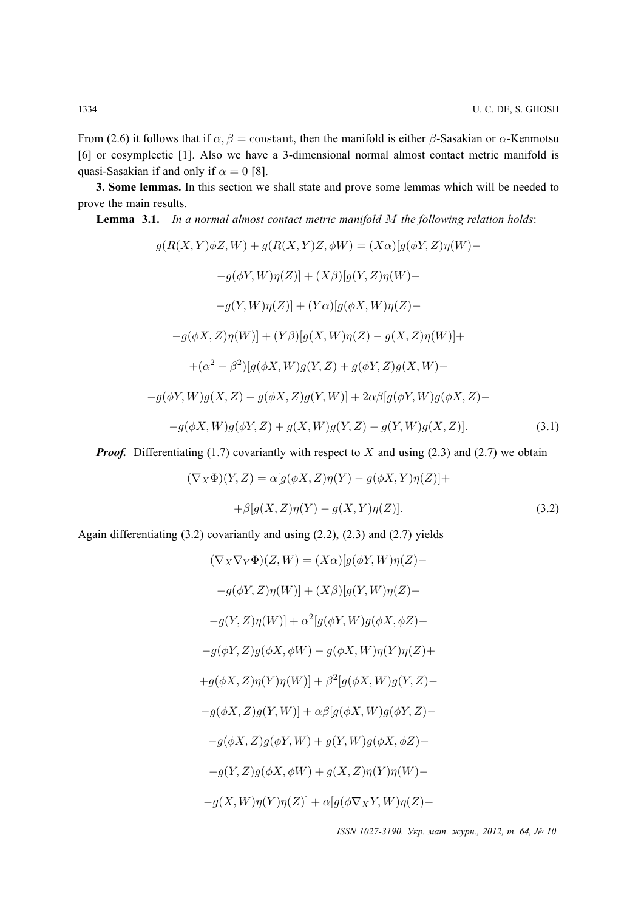From (2.6) it follows that if $\alpha, \beta = \mathrm{constant}$, then the manifold is either $\beta$-Sasakian or $\alpha$-Kenmotsu [6] or cosymplectic [1]. Also we have a 3-dimensional normal almost contact metric manifold is quasi-Sasakian if and only if $\alpha = 0$ [8].

**3. Some lemmas.** In this section we shall state and prove some lemmas which will be needed to prove the main results.

**Lemma 3.1.** *In a normal almost contact metric manifold $M$ the following relation holds*:

$$g(R(X,Y)\phi Z, W) + g(R(X,Y)Z, \phi W) = (X\alpha)[g(\phi Y, Z)\eta(W) -$$

$$- g(\phi Y, W)\eta(Z)] + (X\beta)[g(Y,Z)\eta(W) -$$

$$- g(Y,W)\eta(Z)] + (Y\alpha)[g(\phi X, W)\eta(Z) -$$

$$- g(\phi X, Z)\eta(W)] + (Y\beta)[g(X,W)\eta(Z) - g(X,Z)\eta(W)] +$$

$$+ (\alpha^2 - \beta^2)[g(\phi X, W)g(Y,Z) + g(\phi Y, Z)g(X,W) -$$

$$- g(\phi Y, W)g(X,Z) - g(\phi X, Z)g(Y,W)] + 2\alpha\beta[g(\phi Y, W)g(\phi X, Z) -$$

$$- g(\phi X, W)g(\phi Y, Z) + g(X,W)g(Y,Z) - g(Y,W)g(X,Z)]. \tag{3.1}$$

***Proof.*** Differentiating (1.7) covariantly with respect to $X$ and using (2.3) and (2.7) we obtain

$$(\nabla_X \Phi)(Y,Z) = \alpha[g(\phi X, Z)\eta(Y) - g(\phi X, Y)\eta(Z)] +$$

$$+ \beta[g(X,Z)\eta(Y) - g(X,Y)\eta(Z)]. \tag{3.2}$$

Again differentiating (3.2) covariantly and using (2.2), (2.3) and (2.7) yields

$$(\nabla_X \nabla_Y \Phi)(Z,W) = (X\alpha)[g(\phi Y, W)\eta(Z) -$$

$$- g(\phi Y, Z)\eta(W)] + (X\beta)[g(Y,W)\eta(Z) -$$

$$- g(Y,Z)\eta(W)] + \alpha^2[g(\phi Y, W)g(\phi X, \phi Z) -$$

$$- g(\phi Y, Z)g(\phi X, \phi W) - g(\phi X, W)\eta(Y)\eta(Z) +$$

$$+ g(\phi X, Z)\eta(Y)\eta(W)] + \beta^2[g(\phi X, W)g(Y,Z) -$$

$$- g(\phi X, Z)g(Y,W)] + \alpha\beta[g(\phi X, W)g(\phi Y, Z) -$$

$$- g(\phi X, Z)g(\phi Y, W) + g(Y,W)g(\phi X, \phi Z) -$$

$$- g(Y,Z)g(\phi X, \phi W) + g(X,Z)\eta(Y)\eta(W) -$$

$$- g(X,W)\eta(Y)\eta(Z)] + \alpha[g(\phi \nabla_X Y, W)\eta(Z) -$$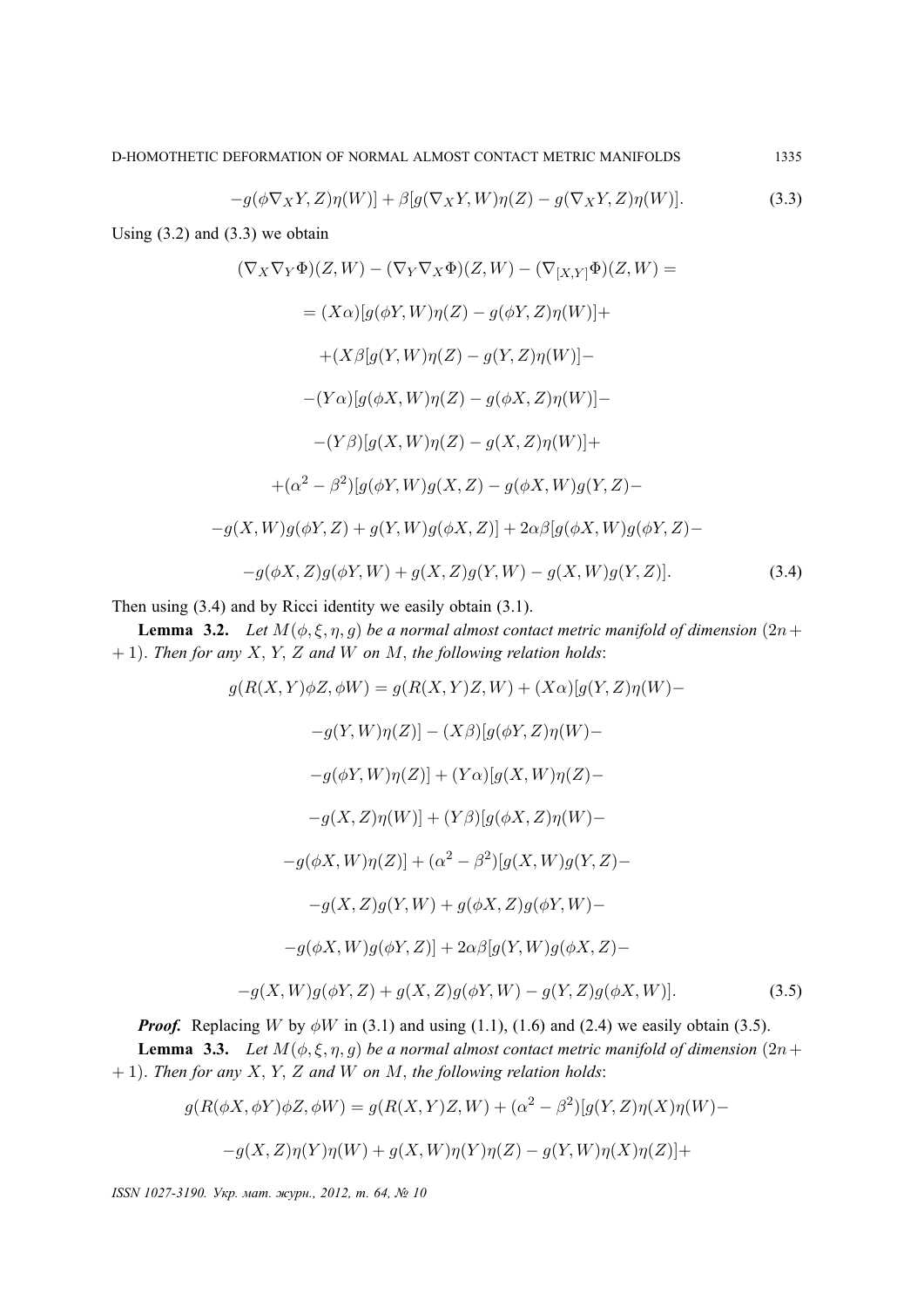$$-g(\phi\nabla_X Y, Z)\eta(W)] + \beta[g(\nabla_X Y, W)\eta(Z) - g(\nabla_X Y, Z)\eta(W)]. \tag{3.3}$$

Using (3.2) and (3.3) we obtain

$$
\begin{aligned}
&(\nabla_X\nabla_Y\Phi)(Z,W) - (\nabla_Y\nabla_X\Phi)(Z,W) - (\nabla_{[X,Y]}\Phi)(Z,W) = \\
&= (X\alpha)[g(\phi Y, W)\eta(Z) - g(\phi Y, Z)\eta(W)] + \\
&+ (X\beta[g(Y,W)\eta(Z) - g(Y,Z)\eta(W)] - \\
&- (Y\alpha)[g(\phi X, W)\eta(Z) - g(\phi X, Z)\eta(W)] - \\
&- (Y\beta)[g(X,W)\eta(Z) - g(X,Z)\eta(W)] + \\
&+ (\alpha^2 - \beta^2)[g(\phi Y, W)g(X,Z) - g(\phi X, W)g(Y,Z) - \\
&- g(X,W)g(\phi Y, Z) + g(Y,W)g(\phi X, Z)] + 2\alpha\beta[g(\phi X, W)g(\phi Y, Z) - \\
&- g(\phi X, Z)g(\phi Y, W) + g(X,Z)g(Y,W) - g(X,W)g(Y,Z)].
\end{aligned}
\tag{3.4}
$$

Then using (3.4) and by Ricci identity we easily obtain (3.1).

**Lemma 3.2.** *Let $M(\phi, \xi, \eta, g)$ be a normal almost contact metric manifold of dimension $(2n+1)$. Then for any $X$, $Y$, $Z$ and $W$ on $M$, the following relation holds*:

$$
\begin{aligned}
g(R(X,Y)\phi Z, \phi W) &= g(R(X,Y)Z,W) + (X\alpha)[g(Y,Z)\eta(W) - \\
&- g(Y,W)\eta(Z)] - (X\beta)[g(\phi Y, Z)\eta(W) - \\
&- g(\phi Y, W)\eta(Z)] + (Y\alpha)[g(X,W)\eta(Z) - \\
&- g(X,Z)\eta(W)] + (Y\beta)[g(\phi X, Z)\eta(W) - \\
&- g(\phi X, W)\eta(Z)] + (\alpha^2 - \beta^2)[g(X,W)g(Y,Z) - \\
&- g(X,Z)g(Y,W) + g(\phi X, Z)g(\phi Y, W) - \\
&- g(\phi X, W)g(\phi Y, Z)] + 2\alpha\beta[g(Y,W)g(\phi X, Z) - \\
&- g(X,W)g(\phi Y, Z) + g(X,Z)g(\phi Y, W) - g(Y,Z)g(\phi X, W)].
\end{aligned}
\tag{3.5}
$$

***Proof.*** Replacing $W$ by $\phi W$ in (3.1) and using (1.1), (1.6) and (2.4) we easily obtain (3.5).

**Lemma 3.3.** *Let $M(\phi, \xi, \eta, g)$ be a normal almost contact metric manifold of dimension $(2n+1)$. Then for any $X$, $Y$, $Z$ and $W$ on $M$, the following relation holds*:

$$
\begin{aligned}
g(R(\phi X, \phi Y)\phi Z, \phi W) &= g(R(X,Y)Z,W) + (\alpha^2 - \beta^2)[g(Y,Z)\eta(X)\eta(W) - \\
&- g(X,Z)\eta(Y)\eta(W) + g(X,W)\eta(Y)\eta(Z) - g(Y,W)\eta(X)\eta(Z)] +
\end{aligned}
$$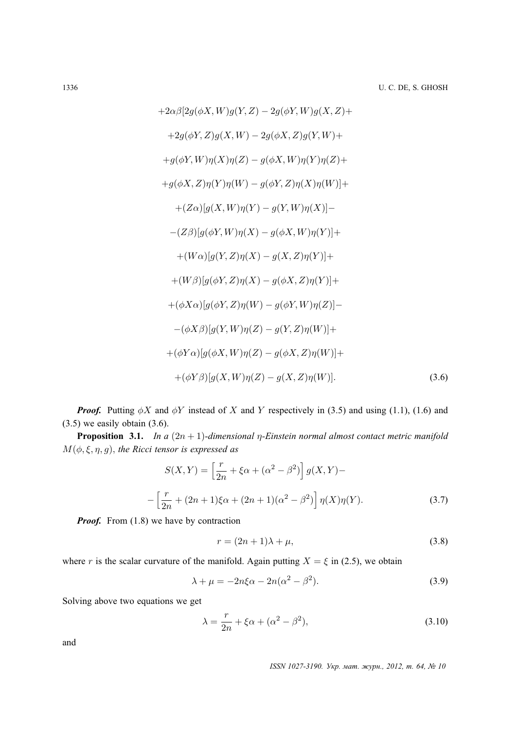$$
\begin{aligned}
&+2\alpha\beta[2g(\phi X, W)g(Y, Z) - 2g(\phi Y, W)g(X, Z)+ \\
&+2g(\phi Y, Z)g(X, W) - 2g(\phi X, Z)g(Y, W)+ \\
&+g(\phi Y, W)\eta(X)\eta(Z) - g(\phi X, W)\eta(Y)\eta(Z)+ \\
&+g(\phi X, Z)\eta(Y)\eta(W) - g(\phi Y, Z)\eta(X)\eta(W)]+ \\
&+(Z\alpha)[g(X, W)\eta(Y) - g(Y, W)\eta(X)]- \\
&-(Z\beta)[g(\phi Y, W)\eta(X) - g(\phi X, W)\eta(Y)]+ \\
&+(W\alpha)[g(Y, Z)\eta(X) - g(X, Z)\eta(Y)]+ \\
&+(W\beta)[g(\phi Y, Z)\eta(X) - g(\phi X, Z)\eta(Y)]+ \\
&+(\phi X\alpha)[g(\phi Y, Z)\eta(W) - g(\phi Y, W)\eta(Z)]- \\
&-(\phi X\beta)[g(Y, W)\eta(Z) - g(Y, Z)\eta(W)]+ \\
&+(\phi Y\alpha)[g(\phi X, W)\eta(Z) - g(\phi X, Z)\eta(W)]+ \\
&+(\phi Y\beta)[g(X, W)\eta(Z) - g(X, Z)\eta(W)]. \qquad (3.6)
\end{aligned}
$$

***Proof.*** Putting $\phi X$ and $\phi Y$ instead of $X$ and $Y$ respectively in (3.5) and using (1.1), (1.6) and (3.5) we easily obtain (3.6).

**Proposition 3.1.** *In a $(2n+1)$-dimensional $\eta$-Einstein normal almost contact metric manifold $M(\phi, \xi, \eta, g)$, the Ricci tensor is expressed as*

$$
\begin{aligned}
S(X, Y) = &\left[\frac{r}{2n} + \xi\alpha + (\alpha^2 - \beta^2)\right] g(X, Y)- \\
&-\left[\frac{r}{2n} + (2n+1)\xi\alpha + (2n+1)(\alpha^2 - \beta^2)\right] \eta(X)\eta(Y). \qquad (3.7)
\end{aligned}
$$

***Proof.*** From (1.8) we have by contraction

$$
r = (2n+1)\lambda + \mu, \qquad (3.8)
$$

where $r$ is the scalar curvature of the manifold. Again putting $X = \xi$ in (2.5), we obtain

$$
\lambda + \mu = -2n\xi\alpha - 2n(\alpha^2 - \beta^2). \qquad (3.9)
$$

Solving above two equations we get

$$
\lambda = \frac{r}{2n} + \xi\alpha + (\alpha^2 - \beta^2), \qquad (3.10)
$$

and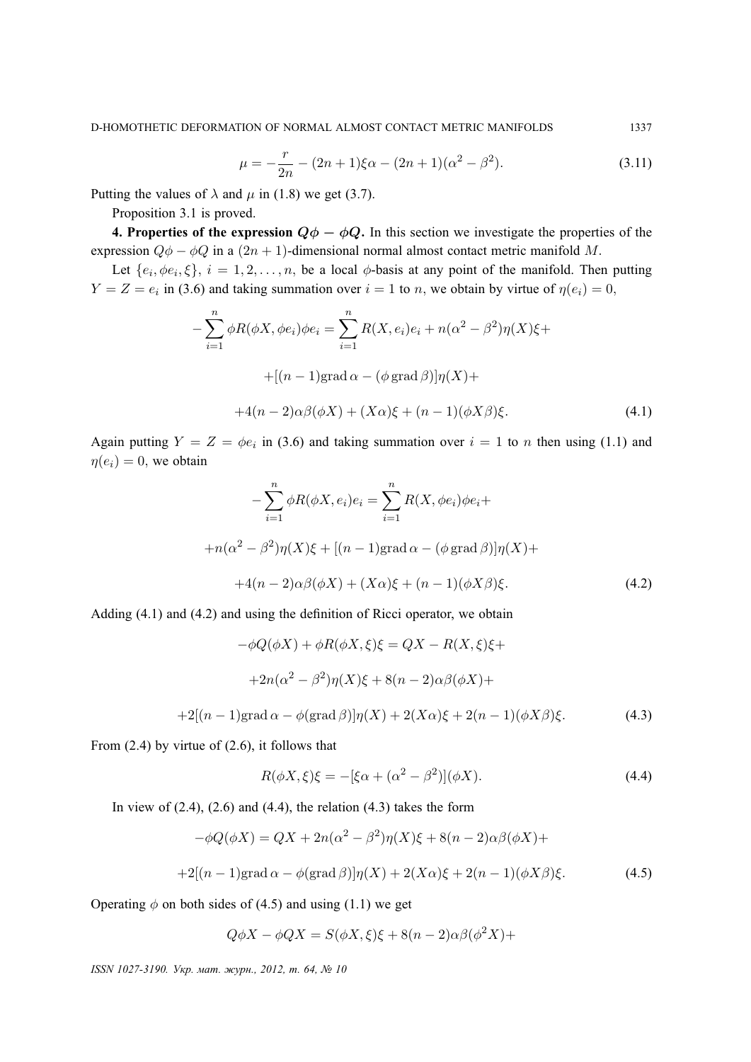$$\mu = -\frac{r}{2n} - (2n+1)\xi\alpha - (2n+1)(\alpha^2 - \beta^2). \tag{3.11}$$

Putting the values of $\lambda$ and $\mu$ in (1.8) we get (3.7).

Proposition 3.1 is proved.

**4. Properties of the expression $Q\phi - \phi Q$.** In this section we investigate the properties of the expression $Q\phi - \phi Q$ in a $(2n+1)$-dimensional normal almost contact metric manifold $M$.

Let $\{e_i, \phi e_i, \xi\}$, $i = 1, 2, \ldots, n$, be a local $\phi$-basis at any point of the manifold. Then putting $Y = Z = e_i$ in (3.6) and taking summation over $i = 1$ to $n$, we obtain by virtue of $\eta(e_i) = 0$,

$$-\sum_{i=1}^{n} \phi R(\phi X, \phi e_i)\phi e_i = \sum_{i=1}^{n} R(X, e_i)e_i + n(\alpha^2 - \beta^2)\eta(X)\xi +$$

$$+[(n-1)\operatorname{grad}\alpha - (\phi \operatorname{grad}\beta)]\eta(X) +$$

$$+4(n-2)\alpha\beta(\phi X) + (X\alpha)\xi + (n-1)(\phi X\beta)\xi. \tag{4.1}$$

Again putting $Y = Z = \phi e_i$ in (3.6) and taking summation over $i = 1$ to $n$ then using (1.1) and $\eta(e_i) = 0$, we obtain

$$-\sum_{i=1}^{n} \phi R(\phi X, e_i)e_i = \sum_{i=1}^{n} R(X, \phi e_i)\phi e_i +$$

$$+n(\alpha^2 - \beta^2)\eta(X)\xi + [(n-1)\operatorname{grad}\alpha - (\phi \operatorname{grad}\beta)]\eta(X) +$$

$$+4(n-2)\alpha\beta(\phi X) + (X\alpha)\xi + (n-1)(\phi X\beta)\xi. \tag{4.2}$$

Adding (4.1) and (4.2) and using the definition of Ricci operator, we obtain

$$-\phi Q(\phi X) + \phi R(\phi X, \xi)\xi = QX - R(X, \xi)\xi +$$

$$+2n(\alpha^2 - \beta^2)\eta(X)\xi + 8(n-2)\alpha\beta(\phi X) +$$

$$+2[(n-1)\operatorname{grad}\alpha - \phi(\operatorname{grad}\beta)]\eta(X) + 2(X\alpha)\xi + 2(n-1)(\phi X\beta)\xi. \tag{4.3}$$

From (2.4) by virtue of (2.6), it follows that

$$R(\phi X, \xi)\xi = -[\xi\alpha + (\alpha^2 - \beta^2)](\phi X). \tag{4.4}$$

In view of (2.4), (2.6) and (4.4), the relation (4.3) takes the form

$$-\phi Q(\phi X) = QX + 2n(\alpha^2 - \beta^2)\eta(X)\xi + 8(n-2)\alpha\beta(\phi X) +$$

$$+2[(n-1)\operatorname{grad}\alpha - \phi(\operatorname{grad}\beta)]\eta(X) + 2(X\alpha)\xi + 2(n-1)(\phi X\beta)\xi. \tag{4.5}$$

Operating $\phi$ on both sides of (4.5) and using (1.1) we get

$$Q\phi X - \phi QX = S(\phi X, \xi)\xi + 8(n-2)\alpha\beta(\phi^2 X) +$$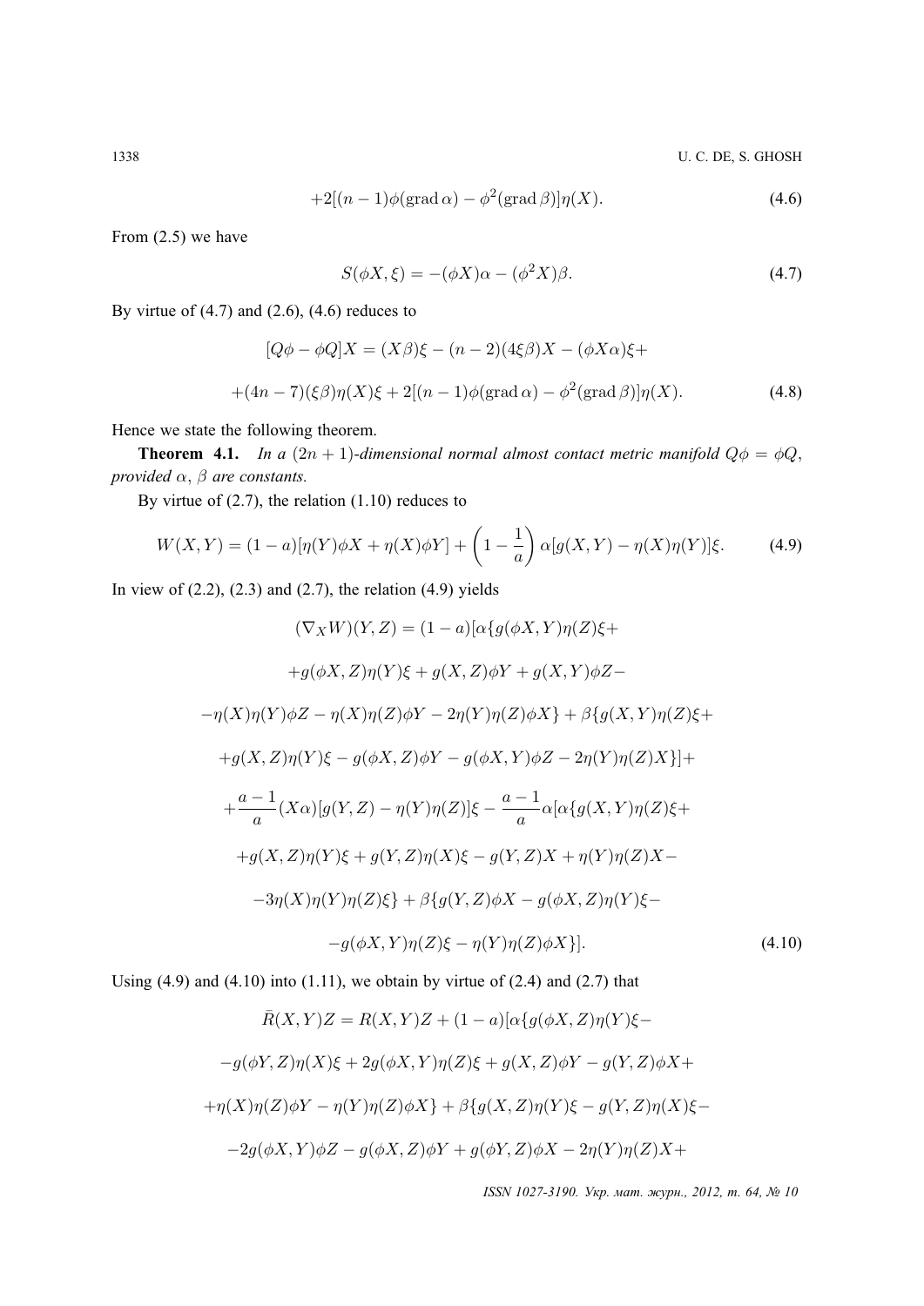$$+2[(n-1)\phi(\operatorname{grad}\alpha)-\phi^2(\operatorname{grad}\beta)]\eta(X). \tag{4.6}$$

From (2.5) we have

$$S(\phi X,\xi)=-(\phi X)\alpha-(\phi^2 X)\beta. \tag{4.7}$$

By virtue of (4.7) and (2.6), (4.6) reduces to

$$[Q\phi-\phi Q]X=(X\beta)\xi-(n-2)(4\xi\beta)X-(\phi X\alpha)\xi+$$

$$+(4n-7)(\xi\beta)\eta(X)\xi+2[(n-1)\phi(\operatorname{grad}\alpha)-\phi^2(\operatorname{grad}\beta)]\eta(X). \tag{4.8}$$

Hence we state the following theorem.

**Theorem 4.1.** *In a* $(2n+1)$*-dimensional normal almost contact metric manifold* $Q\phi=\phi Q$*, provided* $\alpha$*,* $\beta$ *are constants.*

By virtue of (2.7), the relation (1.10) reduces to

$$W(X,Y)=(1-a)[\eta(Y)\phi X+\eta(X)\phi Y]+\left(1-\frac{1}{a}\right)\alpha[g(X,Y)-\eta(X)\eta(Y)]\xi. \tag{4.9}$$

In view of (2.2), (2.3) and (2.7), the relation (4.9) yields

$$(\nabla_X W)(Y,Z)=(1-a)[\alpha\{g(\phi X,Y)\eta(Z)\xi+$$

$$+g(\phi X,Z)\eta(Y)\xi+g(X,Z)\phi Y+g(X,Y)\phi Z-$$

$$-\eta(X)\eta(Y)\phi Z-\eta(X)\eta(Z)\phi Y-2\eta(Y)\eta(Z)\phi X\}+\beta\{g(X,Y)\eta(Z)\xi+$$

$$+g(X,Z)\eta(Y)\xi-g(\phi X,Z)\phi Y-g(\phi X,Y)\phi Z-2\eta(Y)\eta(Z)X\}]+$$

$$+\frac{a-1}{a}(X\alpha)[g(Y,Z)-\eta(Y)\eta(Z)]\xi-\frac{a-1}{a}\alpha[\alpha\{g(X,Y)\eta(Z)\xi+$$

$$+g(X,Z)\eta(Y)\xi+g(Y,Z)\eta(X)\xi-g(Y,Z)X+\eta(Y)\eta(Z)X-$$

$$-3\eta(X)\eta(Y)\eta(Z)\xi\}+\beta\{g(Y,Z)\phi X-g(\phi X,Z)\eta(Y)\xi-$$

$$-g(\phi X,Y)\eta(Z)\xi-\eta(Y)\eta(Z)\phi X\}]. \tag{4.10}$$

Using (4.9) and (4.10) into (1.11), we obtain by virtue of (2.4) and (2.7) that

$$\bar{R}(X,Y)Z=R(X,Y)Z+(1-a)[\alpha\{g(\phi X,Z)\eta(Y)\xi-$$

$$-g(\phi Y,Z)\eta(X)\xi+2g(\phi X,Y)\eta(Z)\xi+g(X,Z)\phi Y-g(Y,Z)\phi X+$$

$$+\eta(X)\eta(Z)\phi Y-\eta(Y)\eta(Z)\phi X\}+\beta\{g(X,Z)\eta(Y)\xi-g(Y,Z)\eta(X)\xi-$$

$$-2g(\phi X,Y)\phi Z-g(\phi X,Z)\phi Y+g(\phi Y,Z)\phi X-2\eta(Y)\eta(Z)X+$$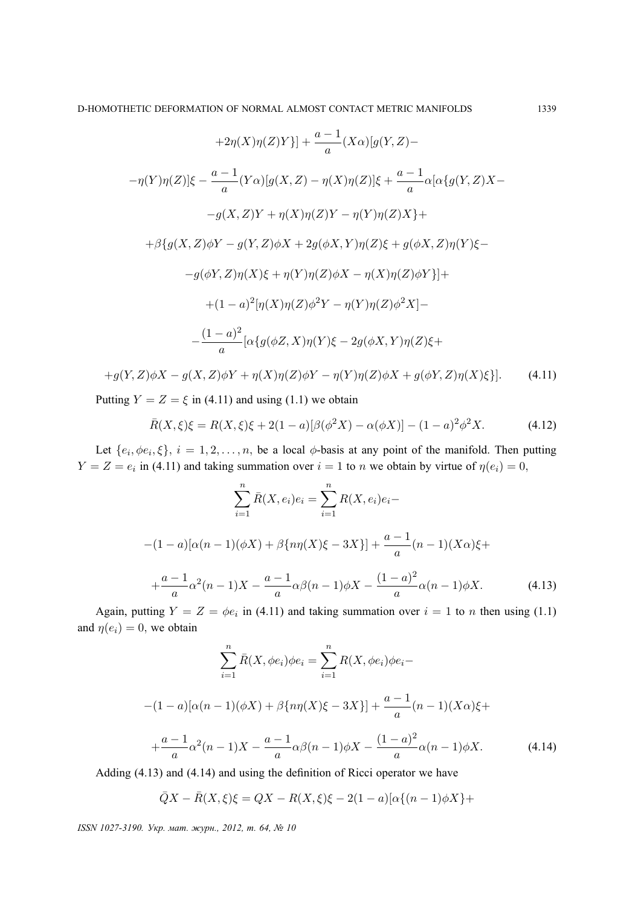$$+2\eta(X)\eta(Z)Y\}] + \frac{a-1}{a}(X\alpha)[g(Y,Z)-$$

$$-\eta(Y)\eta(Z)]\xi - \frac{a-1}{a}(Y\alpha)[g(X,Z) - \eta(X)\eta(Z)]\xi + \frac{a-1}{a}\alpha[\alpha\{g(Y,Z)X-$$

$$-g(X,Z)Y + \eta(X)\eta(Z)Y - \eta(Y)\eta(Z)X\}+$$

$$+\beta\{g(X,Z)\phi Y - g(Y,Z)\phi X + 2g(\phi X,Y)\eta(Z)\xi + g(\phi X,Z)\eta(Y)\xi-$$

$$-g(\phi Y,Z)\eta(X)\xi + \eta(Y)\eta(Z)\phi X - \eta(X)\eta(Z)\phi Y\}]+$$

$$+(1-a)^2[\eta(X)\eta(Z)\phi^2 Y - \eta(Y)\eta(Z)\phi^2 X]-$$

$$-\frac{(1-a)^2}{a}[\alpha\{g(\phi Z,X)\eta(Y)\xi - 2g(\phi X,Y)\eta(Z)\xi+$$

$$+g(Y,Z)\phi X - g(X,Z)\phi Y + \eta(X)\eta(Z)\phi Y - \eta(Y)\eta(Z)\phi X + g(\phi Y,Z)\eta(X)\xi\}]. \tag{4.11}$$

Putting $Y = Z = \xi$ in (4.11) and using (1.1) we obtain

$$\bar{R}(X,\xi)\xi = R(X,\xi)\xi + 2(1-a)[\beta(\phi^2 X) - \alpha(\phi X)] - (1-a)^2\phi^2 X. \tag{4.12}$$

Let $\{e_i, \phi e_i, \xi\}$, $i = 1, 2, \ldots, n$, be a local $\phi$-basis at any point of the manifold. Then putting $Y = Z = e_i$ in (4.11) and taking summation over $i = 1$ to $n$ we obtain by virtue of $\eta(e_i) = 0$,

$$\sum_{i=1}^{n} \bar{R}(X,e_i)e_i = \sum_{i=1}^{n} R(X,e_i)e_i-$$

$$-(1-a)[\alpha(n-1)(\phi X) + \beta\{n\eta(X)\xi - 3X\}] + \frac{a-1}{a}(n-1)(X\alpha)\xi+$$

$$+\frac{a-1}{a}\alpha^2(n-1)X - \frac{a-1}{a}\alpha\beta(n-1)\phi X - \frac{(1-a)^2}{a}\alpha(n-1)\phi X. \tag{4.13}$$

Again, putting $Y = Z = \phi e_i$ in (4.11) and taking summation over $i = 1$ to $n$ then using (1.1) and $\eta(e_i) = 0$, we obtain

$$\sum_{i=1}^{n} \bar{R}(X,\phi e_i)\phi e_i = \sum_{i=1}^{n} R(X,\phi e_i)\phi e_i-$$

$$-(1-a)[\alpha(n-1)(\phi X) + \beta\{n\eta(X)\xi - 3X\}] + \frac{a-1}{a}(n-1)(X\alpha)\xi+$$

$$+\frac{a-1}{a}\alpha^2(n-1)X - \frac{a-1}{a}\alpha\beta(n-1)\phi X - \frac{(1-a)^2}{a}\alpha(n-1)\phi X. \tag{4.14}$$

Adding (4.13) and (4.14) and using the definition of Ricci operator we have

$$\bar{Q}X - \bar{R}(X,\xi)\xi = QX - R(X,\xi)\xi - 2(1-a)[\alpha\{(n-1)\phi X\}+$$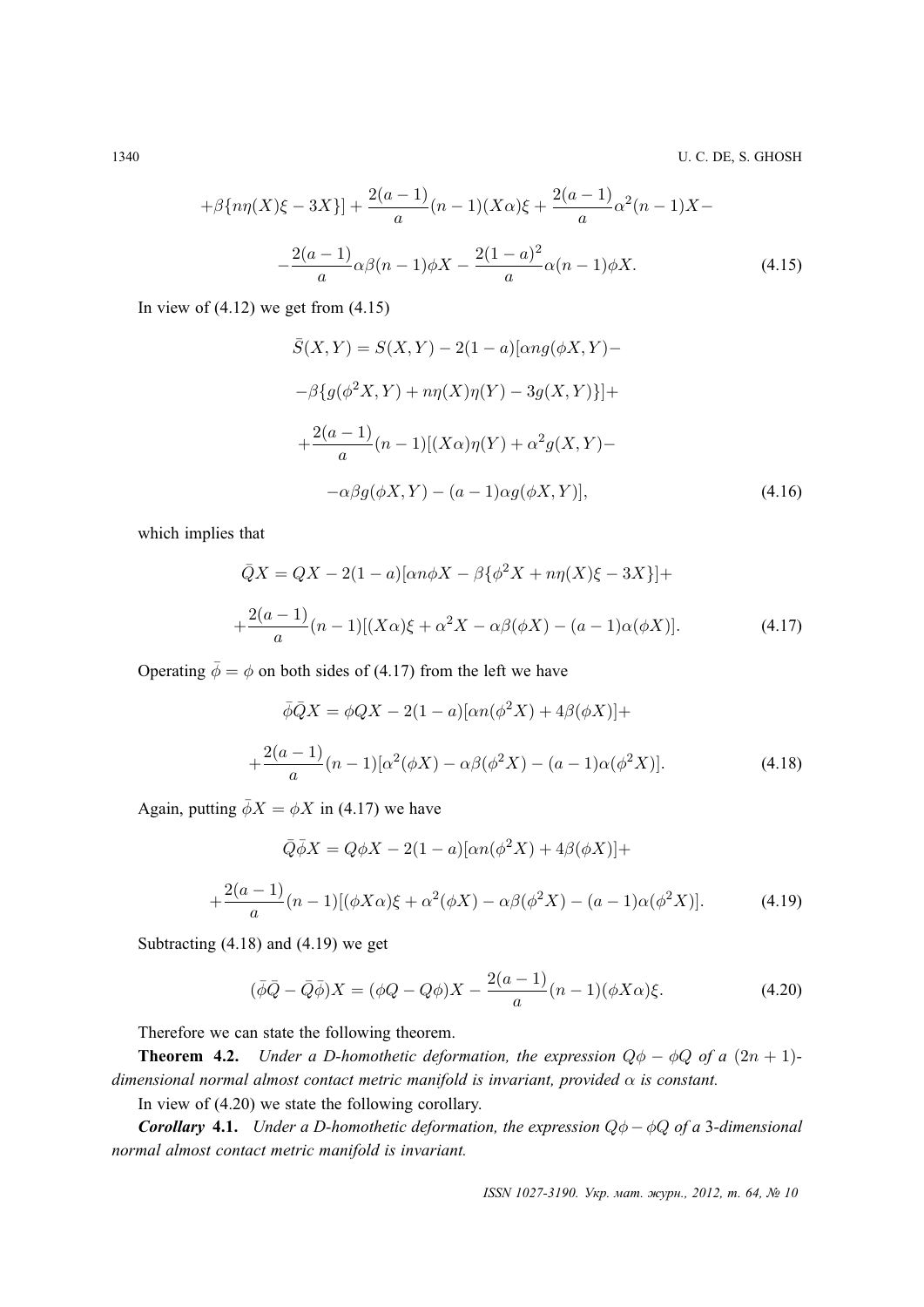$$
+\beta\{n\eta(X)\xi - 3X\}] + \frac{2(a-1)}{a}(n-1)(X\alpha)\xi + \frac{2(a-1)}{a}\alpha^2(n-1)X-
$$

$$
-\frac{2(a-1)}{a}\alpha\beta(n-1)\phi X - \frac{2(1-a)^2}{a}\alpha(n-1)\phi X. \tag{4.15}
$$

In view of (4.12) we get from (4.15)

$$
\bar{S}(X,Y) = S(X,Y) - 2(1-a)[\alpha n g(\phi X, Y)-
$$

$$
-\beta\{g(\phi^2 X, Y) + n\eta(X)\eta(Y) - 3g(X,Y)\}]+
$$

$$
+\frac{2(a-1)}{a}(n-1)[(X\alpha)\eta(Y) + \alpha^2 g(X,Y)-
$$

$$
-\alpha\beta g(\phi X, Y) - (a-1)\alpha g(\phi X, Y)], \tag{4.16}
$$

which implies that

$$
\bar{Q}X = QX - 2(1-a)[\alpha n\phi X - \beta\{\phi^2 X + n\eta(X)\xi - 3X\}]+
$$

$$
+\frac{2(a-1)}{a}(n-1)[(X\alpha)\xi + \alpha^2 X - \alpha\beta(\phi X) - (a-1)\alpha(\phi X)]. \tag{4.17}
$$

Operating $\bar{\phi} = \phi$ on both sides of (4.17) from the left we have

$$
\bar{\phi}\bar{Q}X = \phi QX - 2(1-a)[\alpha n(\phi^2 X) + 4\beta(\phi X)]+
$$

$$
+\frac{2(a-1)}{a}(n-1)[\alpha^2(\phi X) - \alpha\beta(\phi^2 X) - (a-1)\alpha(\phi^2 X)]. \tag{4.18}
$$

Again, putting $\bar{\phi}X = \phi X$ in (4.17) we have

$$
\bar{Q}\bar{\phi}X = Q\phi X - 2(1-a)[\alpha n(\phi^2 X) + 4\beta(\phi X)]+
$$

$$
+\frac{2(a-1)}{a}(n-1)[(\phi X\alpha)\xi + \alpha^2(\phi X) - \alpha\beta(\phi^2 X) - (a-1)\alpha(\phi^2 X)]. \tag{4.19}
$$

Subtracting (4.18) and (4.19) we get

$$
(\bar{\phi}\bar{Q} - \bar{Q}\bar{\phi})X = (\phi Q - Q\phi)X - \frac{2(a-1)}{a}(n-1)(\phi X\alpha)\xi. \tag{4.20}
$$

Therefore we can state the following theorem.

**Theorem 4.2.** *Under a D-homothetic deformation, the expression $Q\phi - \phi Q$ of a $(2n+1)$-dimensional normal almost contact metric manifold is invariant, provided $\alpha$ is constant.*

In view of (4.20) we state the following corollary.

***Corollary* 4.1.** *Under a D-homothetic deformation, the expression $Q\phi - \phi Q$ of a 3-dimensional normal almost contact metric manifold is invariant.*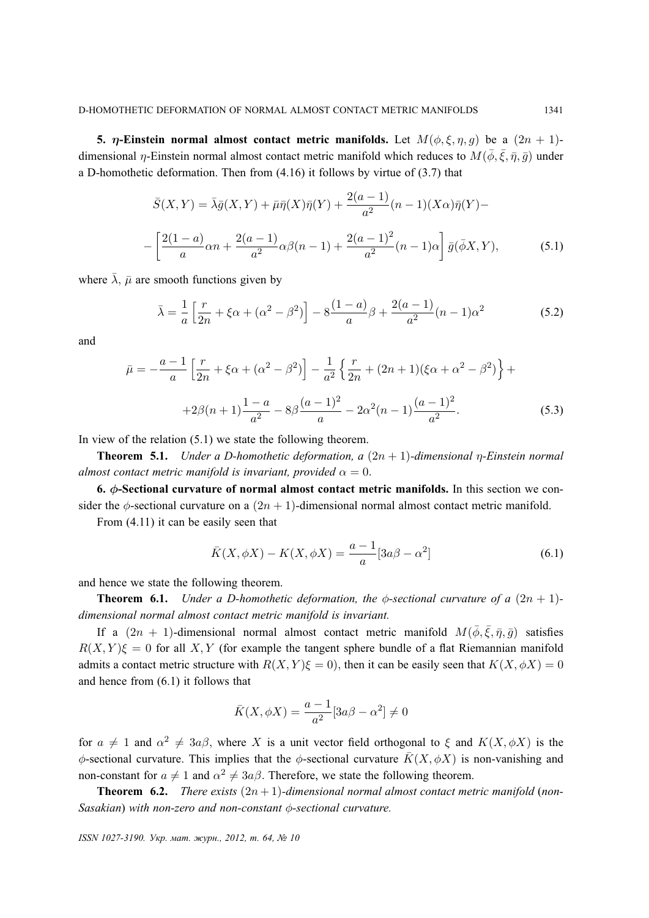**5. $\eta$-Einstein normal almost contact metric manifolds.** Let $M(\phi, \xi, \eta, g)$ be a $(2n+1)$-dimensional $\eta$-Einstein normal almost contact metric manifold which reduces to $M(\bar{\phi}, \bar{\xi}, \bar{\eta}, \bar{g})$ under a D-homothetic deformation. Then from (4.16) it follows by virtue of (3.7) that

$$
\bar{S}(X,Y) = \bar{\lambda}\bar{g}(X,Y) + \bar{\mu}\bar{\eta}(X)\bar{\eta}(Y) + \frac{2(a-1)}{a^2}(n-1)(X\alpha)\bar{\eta}(Y) -
$$

$$
- \left[ \frac{2(1-a)}{a}\alpha n + \frac{2(a-1)}{a^2}\alpha\beta(n-1) + \frac{2(a-1)^2}{a^2}(n-1)\alpha \right] \bar{g}(\bar{\phi}X, Y), \tag{5.1}
$$

where $\bar{\lambda}$, $\bar{\mu}$ are smooth functions given by

$$
\bar{\lambda} = \frac{1}{a}\left[ \frac{r}{2n} + \xi\alpha + (\alpha^2 - \beta^2) \right] - 8\frac{(1-a)}{a}\beta + \frac{2(a-1)}{a^2}(n-1)\alpha^2 \tag{5.2}
$$

and

$$
\bar{\mu} = -\frac{a-1}{a}\left[ \frac{r}{2n} + \xi\alpha + (\alpha^2 - \beta^2) \right] - \frac{1}{a^2}\left\{ \frac{r}{2n} + (2n+1)(\xi\alpha + \alpha^2 - \beta^2) \right\} +
$$

$$
+ 2\beta(n+1)\frac{1-a}{a^2} - 8\beta\frac{(a-1)^2}{a} - 2\alpha^2(n-1)\frac{(a-1)^2}{a^2}. \tag{5.3}
$$

In view of the relation (5.1) we state the following theorem.

**Theorem 5.1.** *Under a D-homothetic deformation, a $(2n+1)$-dimensional $\eta$-Einstein normal almost contact metric manifold is invariant, provided $\alpha = 0$.*

**6. $\phi$-Sectional curvature of normal almost contact metric manifolds.** In this section we consider the $\phi$-sectional curvature on a $(2n+1)$-dimensional normal almost contact metric manifold.

From (4.11) it can be easily seen that

$$
\bar{K}(X, \phi X) - K(X, \phi X) = \frac{a-1}{a}[3a\beta - \alpha^2] \tag{6.1}
$$

and hence we state the following theorem.

**Theorem 6.1.** *Under a D-homothetic deformation, the $\phi$-sectional curvature of a $(2n+1)$-dimensional normal almost contact metric manifold is invariant.*

If a $(2n+1)$-dimensional normal almost contact metric manifold $M(\bar{\phi}, \bar{\xi}, \bar{\eta}, \bar{g})$ satisfies $R(X,Y)\xi = 0$ for all $X, Y$ (for example the tangent sphere bundle of a flat Riemannian manifold admits a contact metric structure with $R(X,Y)\xi = 0$), then it can be easily seen that $K(X, \phi X) = 0$ and hence from (6.1) it follows that

$$
\bar{K}(X, \phi X) = \frac{a-1}{a^2}[3a\beta - \alpha^2] \neq 0
$$

for $a \neq 1$ and $\alpha^2 \neq 3a\beta$, where $X$ is a unit vector field orthogonal to $\xi$ and $K(X, \phi X)$ is the $\phi$-sectional curvature. This implies that the $\phi$-sectional curvature $\bar{K}(X, \phi X)$ is non-vanishing and non-constant for $a \neq 1$ and $\alpha^2 \neq 3a\beta$. Therefore, we state the following theorem.

**Theorem 6.2.** *There exists $(2n+1)$-dimensional normal almost contact metric manifold (non-Sasakian) with non-zero and non-constant $\phi$-sectional curvature.*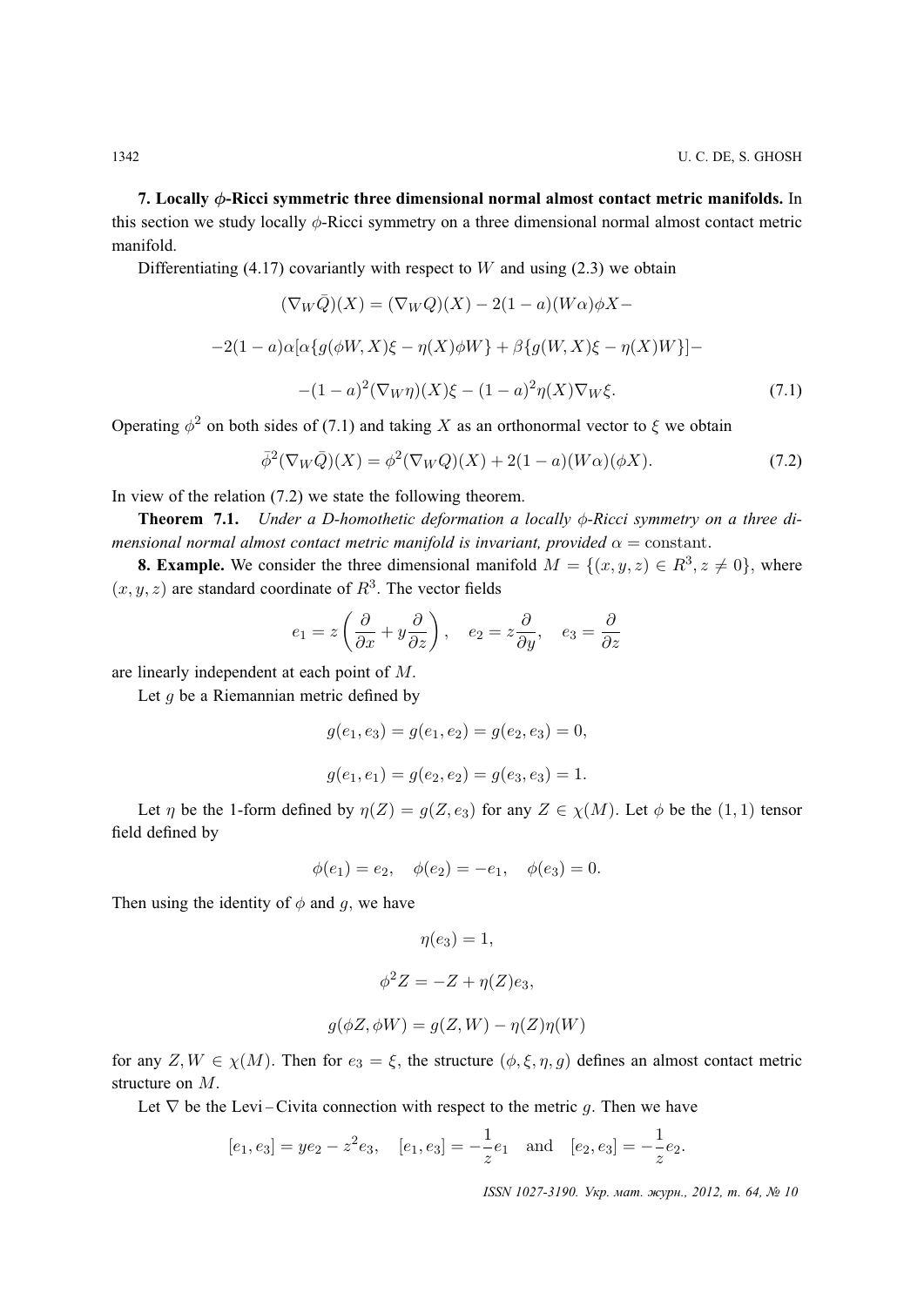**7. Locally $\phi$-Ricci symmetric three dimensional normal almost contact metric manifolds.** In this section we study locally $\phi$-Ricci symmetry on a three dimensional normal almost contact metric manifold.

Differentiating (4.17) covariantly with respect to $W$ and using (2.3) we obtain

$$(\nabla_W \bar{Q})(X) = (\nabla_W Q)(X) - 2(1-a)(W\alpha)\phi X -$$

$$-2(1-a)\alpha[\alpha\{g(\phi W, X)\xi - \eta(X)\phi W\} + \beta\{g(W, X)\xi - \eta(X)W\}] -$$

$$-(1-a)^2(\nabla_W \eta)(X)\xi - (1-a)^2\eta(X)\nabla_W \xi. \tag{7.1}$$

Operating $\phi^2$ on both sides of (7.1) and taking $X$ as an orthonormal vector to $\xi$ we obtain

$$\bar{\phi}^2(\nabla_W \bar{Q})(X) = \phi^2(\nabla_W Q)(X) + 2(1-a)(W\alpha)(\phi X). \tag{7.2}$$

In view of the relation (7.2) we state the following theorem.

**Theorem 7.1.** *Under a D-homothetic deformation a locally $\phi$-Ricci symmetry on a three dimensional normal almost contact metric manifold is invariant, provided $\alpha = \text{constant}$.*

**8. Example.** We consider the three dimensional manifold $M = \{(x, y, z) \in R^3, z \neq 0\}$, where $(x, y, z)$ are standard coordinate of $R^3$. The vector fields

$$e_1 = z\left(\frac{\partial}{\partial x} + y\frac{\partial}{\partial z}\right), \quad e_2 = z\frac{\partial}{\partial y}, \quad e_3 = \frac{\partial}{\partial z}$$

are linearly independent at each point of $M$.

Let $g$ be a Riemannian metric defined by

$$g(e_1, e_3) = g(e_1, e_2) = g(e_2, e_3) = 0,$$

$$g(e_1, e_1) = g(e_2, e_2) = g(e_3, e_3) = 1.$$

Let $\eta$ be the 1-form defined by $\eta(Z) = g(Z, e_3)$ for any $Z \in \chi(M)$. Let $\phi$ be the $(1,1)$ tensor field defined by

$$\phi(e_1) = e_2, \quad \phi(e_2) = -e_1, \quad \phi(e_3) = 0.$$

Then using the identity of $\phi$ and $g$, we have

$$\eta(e_3) = 1,$$

$$\phi^2 Z = -Z + \eta(Z)e_3,$$

$$g(\phi Z, \phi W) = g(Z, W) - \eta(Z)\eta(W)$$

for any $Z, W \in \chi(M)$. Then for $e_3 = \xi$, the structure $(\phi, \xi, \eta, g)$ defines an almost contact metric structure on $M$.

Let $\nabla$ be the Levi–Civita connection with respect to the metric $g$. Then we have

$$[e_1, e_3] = ye_2 - z^2 e_3, \quad [e_1, e_3] = -\frac{1}{z}e_1 \quad \text{and} \quad [e_2, e_3] = -\frac{1}{z}e_2.$$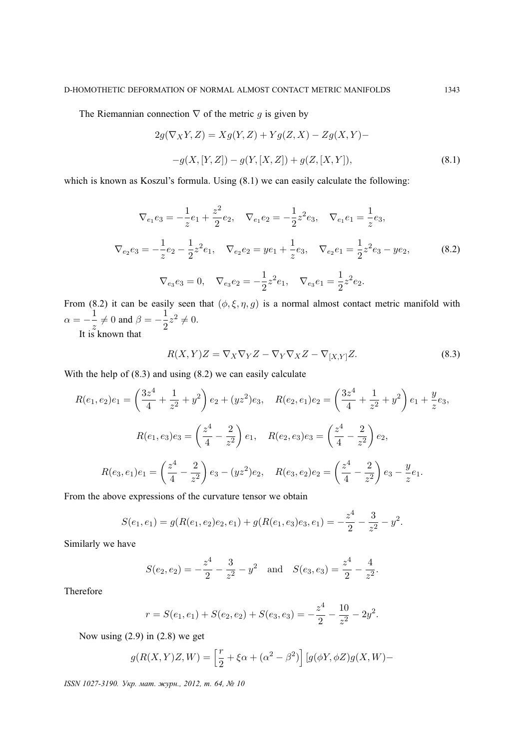The Riemannian connection $\nabla$ of the metric $g$ is given by

$$2g(\nabla_X Y, Z) = Xg(Y,Z) + Yg(Z,X) - Zg(X,Y) -$$

$$-g(X,[Y,Z]) - g(Y,[X,Z]) + g(Z,[X,Y]), \tag{8.1}$$

which is known as Koszul's formula. Using (8.1) we can easily calculate the following:

$$\nabla_{e_1} e_3 = -\frac{1}{z} e_1 + \frac{z^2}{2} e_2, \quad \nabla_{e_1} e_2 = -\frac{1}{2} z^2 e_3, \quad \nabla_{e_1} e_1 = \frac{1}{z} e_3,$$

$$\nabla_{e_2} e_3 = -\frac{1}{z} e_2 - \frac{1}{2} z^2 e_1, \quad \nabla_{e_2} e_2 = y e_1 + \frac{1}{z} e_3, \quad \nabla_{e_2} e_1 = \frac{1}{2} z^2 e_3 - y e_2, \tag{8.2}$$

$$\nabla_{e_3} e_3 = 0, \quad \nabla_{e_3} e_2 = -\frac{1}{2} z^2 e_1, \quad \nabla_{e_3} e_1 = \frac{1}{2} z^2 e_2.$$

From (8.2) it can be easily seen that $(\phi, \xi, \eta, g)$ is a normal almost contact metric manifold with $\alpha = -\dfrac{1}{z} \neq 0$ and $\beta = -\dfrac{1}{2} z^2 \neq 0$.

It is known that

$$R(X,Y)Z = \nabla_X \nabla_Y Z - \nabla_Y \nabla_X Z - \nabla_{[X,Y]} Z. \tag{8.3}$$

With the help of (8.3) and using (8.2) we can easily calculate

$$R(e_1,e_2)e_1 = \left(\frac{3z^4}{4} + \frac{1}{z^2} + y^2\right) e_2 + (yz^2) e_3, \quad R(e_2,e_1)e_2 = \left(\frac{3z^4}{4} + \frac{1}{z^2} + y^2\right) e_1 + \frac{y}{z} e_3,$$

$$R(e_1,e_3)e_3 = \left(\frac{z^4}{4} - \frac{2}{z^2}\right) e_1, \quad R(e_2,e_3)e_3 = \left(\frac{z^4}{4} - \frac{2}{z^2}\right) e_2,$$

$$R(e_3,e_1)e_1 = \left(\frac{z^4}{4} - \frac{2}{z^2}\right) e_3 - (yz^2) e_2, \quad R(e_3,e_2)e_2 = \left(\frac{z^4}{4} - \frac{2}{z^2}\right) e_3 - \frac{y}{z} e_1.$$

From the above expressions of the curvature tensor we obtain

$$S(e_1,e_1) = g(R(e_1,e_2)e_2,e_1) + g(R(e_1,e_3)e_3,e_1) = -\frac{z^4}{2} - \frac{3}{z^2} - y^2.$$

Similarly we have

$$S(e_2,e_2) = -\frac{z^4}{2} - \frac{3}{z^2} - y^2 \quad \text{and} \quad S(e_3,e_3) = \frac{z^4}{2} - \frac{4}{z^2}.$$

Therefore

$$r = S(e_1,e_1) + S(e_2,e_2) + S(e_3,e_3) = -\frac{z^4}{2} - \frac{10}{z^2} - 2y^2.$$

Now using (2.9) in (2.8) we get

$$g(R(X,Y)Z,W) = \left[\frac{r}{2} + \xi\alpha + (\alpha^2 - \beta^2)\right] [g(\phi Y, \phi Z) g(X,W) -$$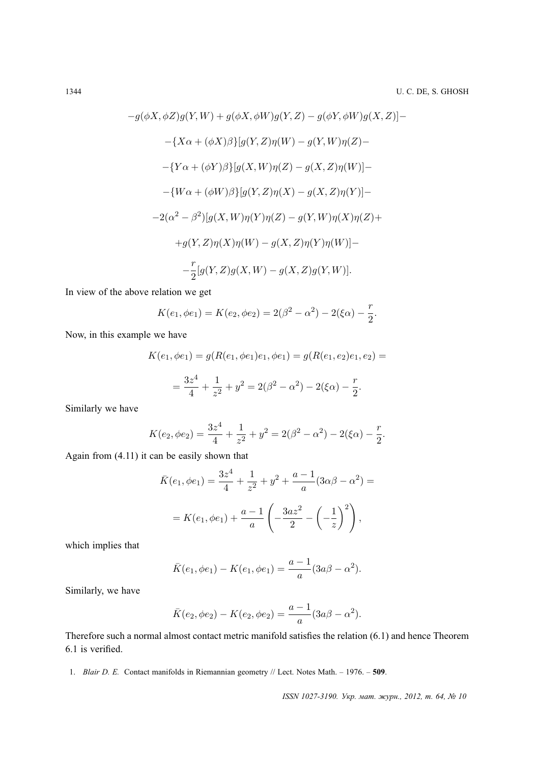$$-g(\phi X, \phi Z)g(Y,W) + g(\phi X, \phi W)g(Y,Z) - g(\phi Y, \phi W)g(X,Z)]-$$

$$-\{X\alpha + (\phi X)\beta\}[g(Y,Z)\eta(W) - g(Y,W)\eta(Z)-$$

$$-\{Y\alpha + (\phi Y)\beta\}[g(X,W)\eta(Z) - g(X,Z)\eta(W)]-$$

$$-\{W\alpha + (\phi W)\beta\}[g(Y,Z)\eta(X) - g(X,Z)\eta(Y)]-$$

$$-2(\alpha^2 - \beta^2)[g(X,W)\eta(Y)\eta(Z) - g(Y,W)\eta(X)\eta(Z)+$$

$$+g(Y,Z)\eta(X)\eta(W) - g(X,Z)\eta(Y)\eta(W)]-$$

$$-\frac{r}{2}[g(Y,Z)g(X,W) - g(X,Z)g(Y,W)].$$

In view of the above relation we get

$$K(e_1, \phi e_1) = K(e_2, \phi e_2) = 2(\beta^2 - \alpha^2) - 2(\xi\alpha) - \frac{r}{2}.$$

Now, in this example we have

$$K(e_1, \phi e_1) = g(R(e_1, \phi e_1)e_1, \phi e_1) = g(R(e_1, e_2)e_1, e_2) =$$

$$= \frac{3z^4}{4} + \frac{1}{z^2} + y^2 = 2(\beta^2 - \alpha^2) - 2(\xi\alpha) - \frac{r}{2}.$$

Similarly we have

$$K(e_2, \phi e_2) = \frac{3z^4}{4} + \frac{1}{z^2} + y^2 = 2(\beta^2 - \alpha^2) - 2(\xi\alpha) - \frac{r}{2}.$$

Again from (4.11) it can be easily shown that

$$\bar{K}(e_1, \phi e_1) = \frac{3z^4}{4} + \frac{1}{z^2} + y^2 + \frac{a-1}{a}(3\alpha\beta - \alpha^2) =$$

$$= K(e_1, \phi e_1) + \frac{a-1}{a}\left(-\frac{3az^2}{2} - \left(-\frac{1}{z}\right)^2\right),$$

which implies that

$$\bar{K}(e_1, \phi e_1) - K(e_1, \phi e_1) = \frac{a-1}{a}(3a\beta - \alpha^2).$$

Similarly, we have

$$\bar{K}(e_2, \phi e_2) - K(e_2, \phi e_2) = \frac{a-1}{a}(3a\beta - \alpha^2).$$

Therefore such a normal almost contact metric manifold satisfies the relation (6.1) and hence Theorem 6.1 is verified.

1. *Blair D. E.* Contact manifolds in Riemannian geometry // Lect. Notes Math. – 1976. – **509**.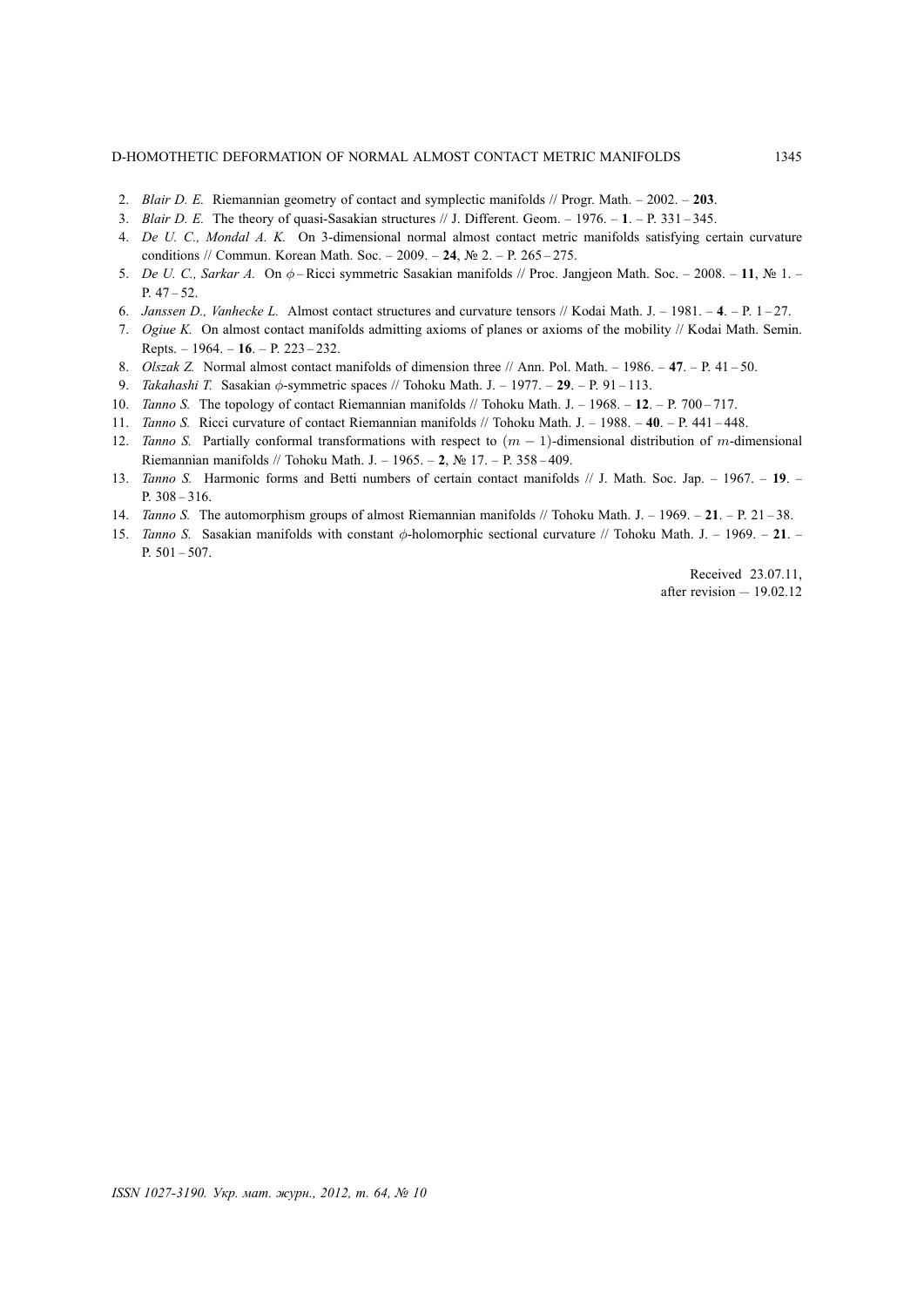2. *Blair D. E.* Riemannian geometry of contact and symplectic manifolds // Progr. Math. – 2002. – **203**.
3. *Blair D. E.* The theory of quasi-Sasakian structures // J. Different. Geom. – 1976. – **1**. – P. 331 – 345.
4. *De U. C., Mondal A. K.* On 3-dimensional normal almost contact metric manifolds satisfying certain curvature conditions // Commun. Korean Math. Soc. – 2009. – **24**, № 2. – P. 265 – 275.
5. *De U. C., Sarkar A.* On $\phi$ – Ricci symmetric Sasakian manifolds // Proc. Jangjeon Math. Soc. – 2008. – **11**, № 1. – P. 47 – 52.
6. *Janssen D., Vanhecke L.* Almost contact structures and curvature tensors // Kodai Math. J. – 1981. – **4**. – P. 1 – 27.
7. *Ogiue K.* On almost contact manifolds admitting axioms of planes or axioms of the mobility // Kodai Math. Semin. Repts. – 1964. – **16**. – P. 223 – 232.
8. *Olszak Z.* Normal almost contact manifolds of dimension three // Ann. Pol. Math. – 1986. – **47**. – P. 41 – 50.
9. *Takahashi T.* Sasakian $\phi$-symmetric spaces // Tohoku Math. J. – 1977. – **29**. – P. 91 – 113.
10. *Tanno S.* The topology of contact Riemannian manifolds // Tohoku Math. J. – 1968. – **12**. – P. 700 – 717.
11. *Tanno S.* Ricci curvature of contact Riemannian manifolds // Tohoku Math. J. – 1988. – **40**. – P. 441 – 448.
12. *Tanno S.* Partially conformal transformations with respect to $(m-1)$-dimensional distribution of $m$-dimensional Riemannian manifolds // Tohoku Math. J. – 1965. – **2**, № 17. – P. 358 – 409.
13. *Tanno S.* Harmonic forms and Betti numbers of certain contact manifolds // J. Math. Soc. Jap. – 1967. – **19**. – P. 308 – 316.
14. *Tanno S.* The automorphism groups of almost Riemannian manifolds // Tohoku Math. J. – 1969. – **21**. – P. 21 – 38.
15. *Tanno S.* Sasakian manifolds with constant $\phi$-holomorphic sectional curvature // Tohoku Math. J. – 1969. – **21**. – P. 501 – 507.

Received 23.07.11,
after revision — 19.02.12